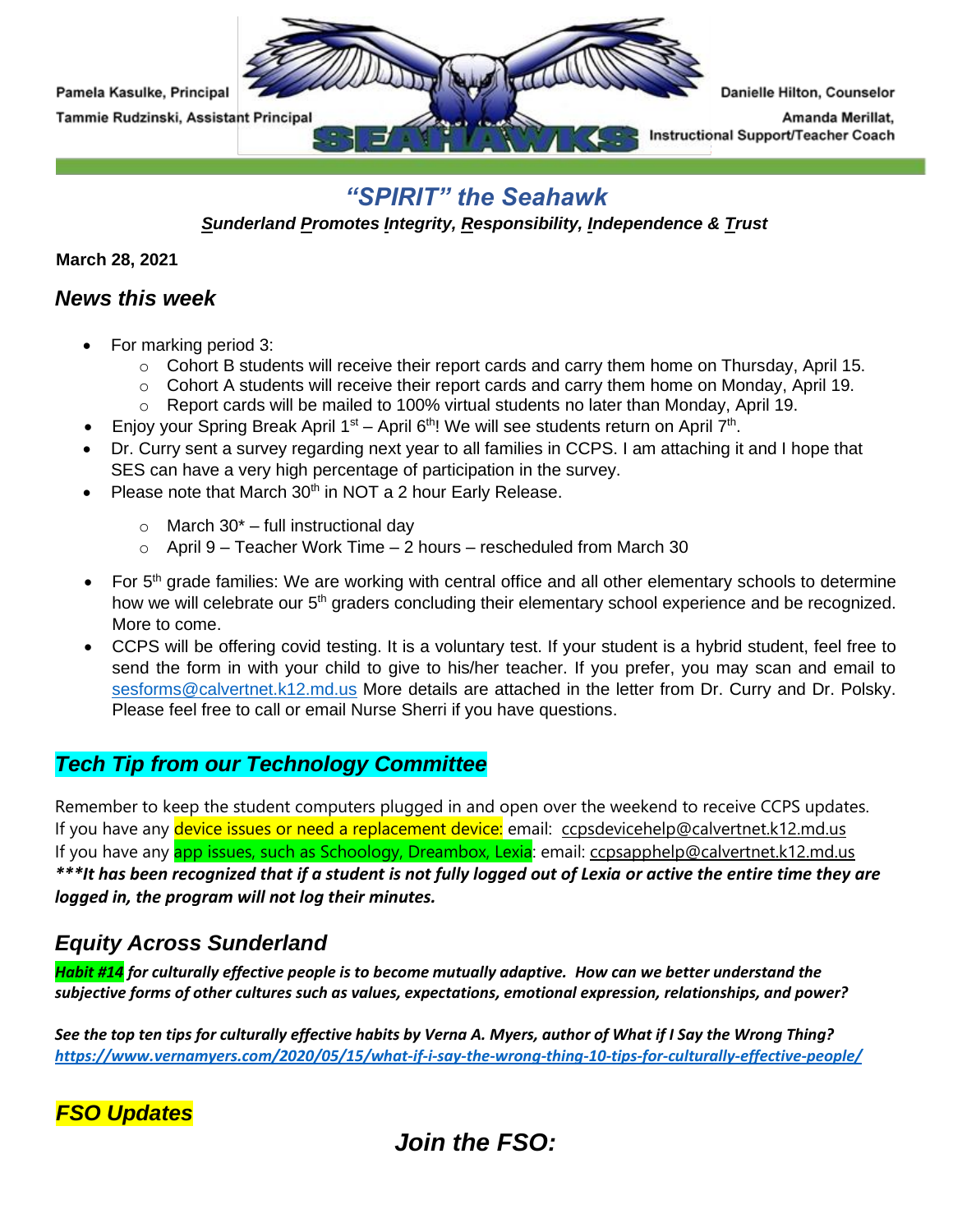Pamela Kasulke, Principal

Tammie Rudzinski, Assistant Principal

Danielle Hilton, Counselor

Amanda Merillat, Instructional Support/Teacher Coach

SEAHAWKS

# *"SPIRIT" the Seahawk*

***S**underland **P**romotes **I**ntegrity, **R**esponsibility, **I**ndependence & **T**rust*

**March 28, 2021**

## *News this week*

- For marking period 3:
  - Cohort B students will receive their report cards and carry them home on Thursday, April 15.
  - Cohort A students will receive their report cards and carry them home on Monday, April 19.
  - Report cards will be mailed to 100% virtual students no later than Monday, April 19.
- Enjoy your Spring Break April 1st – April 6th! We will see students return on April 7th.
- Dr. Curry sent a survey regarding next year to all families in CCPS. I am attaching it and I hope that SES can have a very high percentage of participation in the survey.
- Please note that March 30th in NOT a 2 hour Early Release.
  - March 30* – full instructional day
  - April 9 – Teacher Work Time – 2 hours – rescheduled from March 30
- For 5th grade families: We are working with central office and all other elementary schools to determine how we will celebrate our 5th graders concluding their elementary school experience and be recognized. More to come.
- CCPS will be offering covid testing. It is a voluntary test. If your student is a hybrid student, feel free to send the form in with your child to give to his/her teacher. If you prefer, you may scan and email to sesforms@calvertnet.k12.md.us More details are attached in the letter from Dr. Curry and Dr. Polsky. Please feel free to call or email Nurse Sherri if you have questions.

## *Tech Tip from our Technology Committee*

Remember to keep the student computers plugged in and open over the weekend to receive CCPS updates.
If you have any device issues or need a replacement device: email: ccpsdevicehelp@calvertnet.k12.md.us
If you have any app issues, such as Schoology, Dreambox, Lexia: email: ccpsapphelp@calvertnet.k12.md.us
***\*\*\*It has been recognized that if a student is not fully logged out of Lexia or active the entire time they are logged in, the program will not log their minutes.***

## *Equity Across Sunderland*

***Habit #14 for culturally effective people is to become mutually adaptive. How can we better understand the subjective forms of other cultures such as values, expectations, emotional expression, relationships, and power?***

***See the top ten tips for culturally effective habits by Verna A. Myers, author of What if I Say the Wrong Thing?***
***https://www.vernamyers.com/2020/05/15/what-if-i-say-the-wrong-thing-10-tips-for-culturally-effective-people/***

## *FSO Updates*

### *Join the FSO:*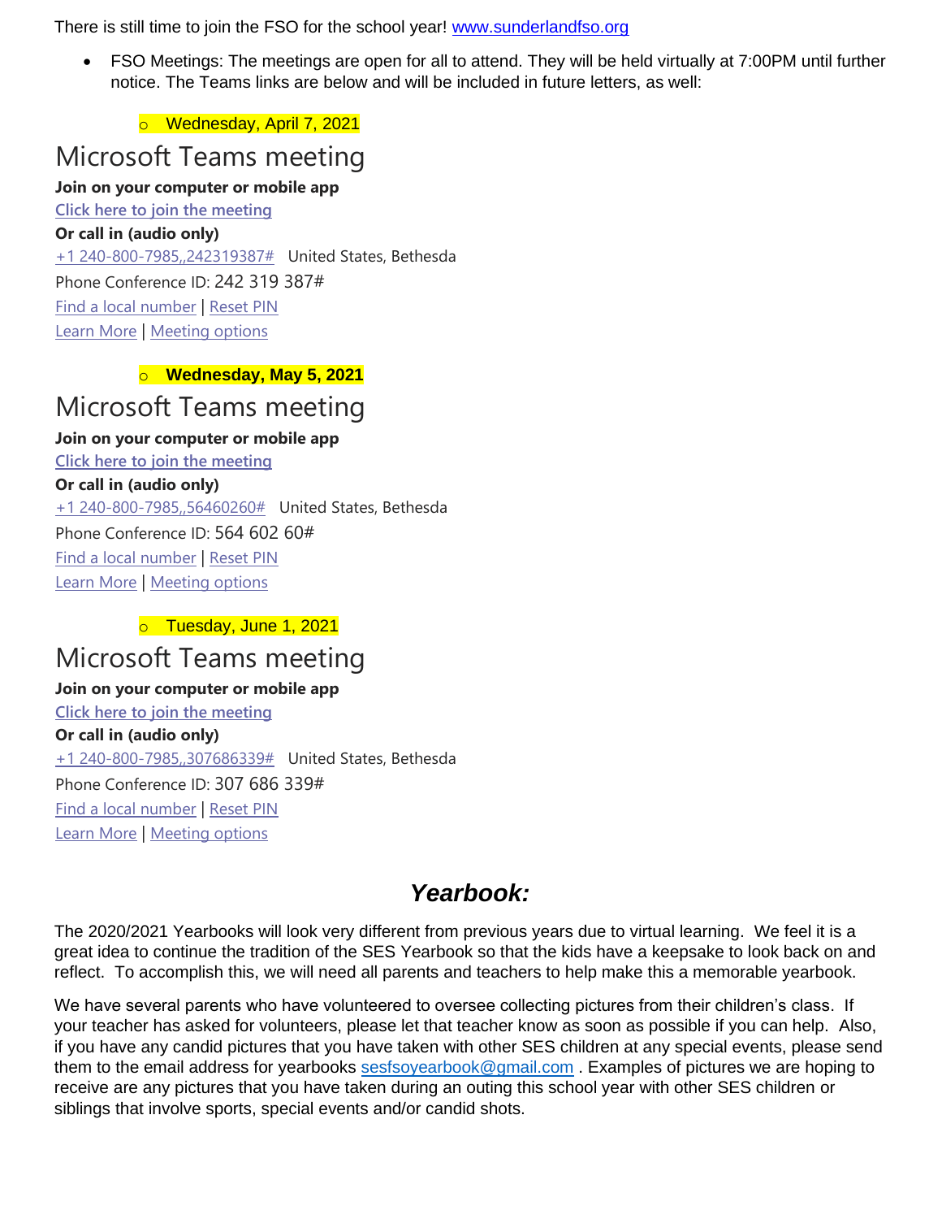There is still time to join the FSO for the school year! www.sunderlandfso.org

- FSO Meetings: The meetings are open for all to attend. They will be held virtually at 7:00PM until further notice. The Teams links are below and will be included in future letters, as well:

    - Wednesday, April 7, 2021

# Microsoft Teams meeting

**Join on your computer or mobile app**

**Click here to join the meeting**

**Or call in (audio only)**

+1 240-800-7985,,242319387#   United States, Bethesda

Phone Conference ID: 242 319 387#

Find a local number | Reset PIN

Learn More | Meeting options

- **Wednesday, May 5, 2021**

# Microsoft Teams meeting

**Join on your computer or mobile app**

**Click here to join the meeting**

**Or call in (audio only)**

+1 240-800-7985,,56460260#   United States, Bethesda

Phone Conference ID: 564 602 60#

Find a local number | Reset PIN

Learn More | Meeting options

- Tuesday, June 1, 2021

# Microsoft Teams meeting

**Join on your computer or mobile app**

**Click here to join the meeting**

**Or call in (audio only)**

+1 240-800-7985,,307686339#   United States, Bethesda

Phone Conference ID: 307 686 339#

Find a local number | Reset PIN

Learn More | Meeting options

## ***Yearbook:***

The 2020/2021 Yearbooks will look very different from previous years due to virtual learning. We feel it is a great idea to continue the tradition of the SES Yearbook so that the kids have a keepsake to look back on and reflect. To accomplish this, we will need all parents and teachers to help make this a memorable yearbook.

We have several parents who have volunteered to oversee collecting pictures from their children's class. If your teacher has asked for volunteers, please let that teacher know as soon as possible if you can help. Also, if you have any candid pictures that you have taken with other SES children at any special events, please send them to the email address for yearbooks sesfsoyearbook@gmail.com . Examples of pictures we are hoping to receive are any pictures that you have taken during an outing this school year with other SES children or siblings that involve sports, special events and/or candid shots.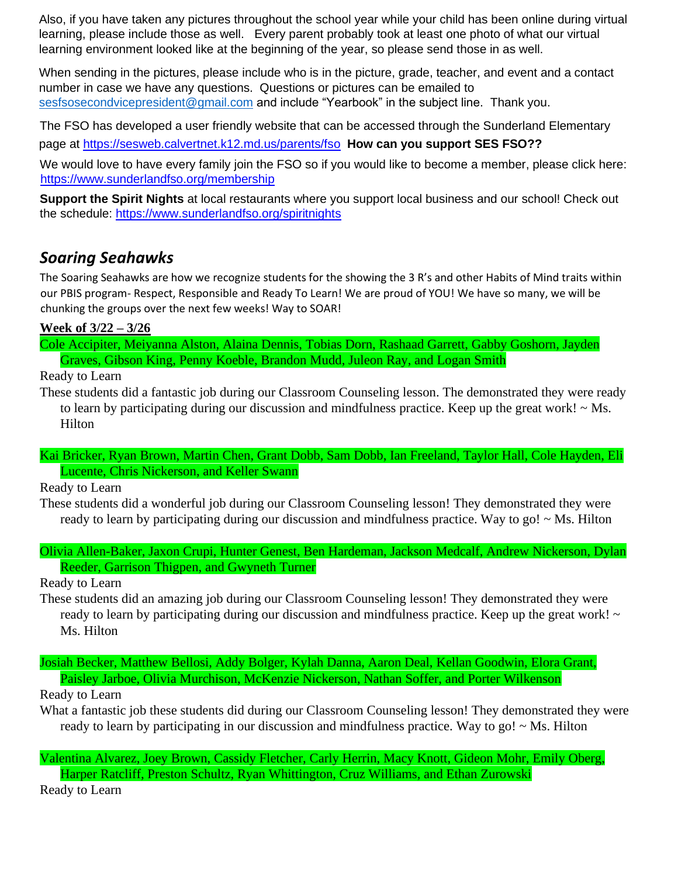Also, if you have taken any pictures throughout the school year while your child has been online during virtual learning, please include those as well. Every parent probably took at least one photo of what our virtual learning environment looked like at the beginning of the year, so please send those in as well.

When sending in the pictures, please include who is in the picture, grade, teacher, and event and a contact number in case we have any questions. Questions or pictures can be emailed to sesfsosecondvicepresident@gmail.com and include "Yearbook" in the subject line. Thank you.

The FSO has developed a user friendly website that can be accessed through the Sunderland Elementary page at https://sesweb.calvertnet.k12.md.us/parents/fso **How can you support SES FSO??**

We would love to have every family join the FSO so if you would like to become a member, please click here: https://www.sunderlandfso.org/membership

**Support the Spirit Nights** at local restaurants where you support local business and our school! Check out the schedule: https://www.sunderlandfso.org/spiritnights

## *Soaring Seahawks*

The Soaring Seahawks are how we recognize students for the showing the 3 R's and other Habits of Mind traits within our PBIS program- Respect, Responsible and Ready To Learn! We are proud of YOU! We have so many, we will be chunking the groups over the next few weeks! Way to SOAR!

**Week of 3/22 – 3/26**

Cole Accipiter, Meiyanna Alston, Alaina Dennis, Tobias Dorn, Rashaad Garrett, Gabby Goshorn, Jayden Graves, Gibson King, Penny Koeble, Brandon Mudd, Juleon Ray, and Logan Smith

Ready to Learn

These students did a fantastic job during our Classroom Counseling lesson. The demonstrated they were ready to learn by participating during our discussion and mindfulness practice. Keep up the great work! ~ Ms. Hilton

Kai Bricker, Ryan Brown, Martin Chen, Grant Dobb, Sam Dobb, Ian Freeland, Taylor Hall, Cole Hayden, Eli Lucente, Chris Nickerson, and Keller Swann

Ready to Learn

These students did a wonderful job during our Classroom Counseling lesson! They demonstrated they were ready to learn by participating during our discussion and mindfulness practice. Way to go! ~ Ms. Hilton

Olivia Allen-Baker, Jaxon Crupi, Hunter Genest, Ben Hardeman, Jackson Medcalf, Andrew Nickerson, Dylan Reeder, Garrison Thigpen, and Gwyneth Turner

Ready to Learn

These students did an amazing job during our Classroom Counseling lesson! They demonstrated they were ready to learn by participating during our discussion and mindfulness practice. Keep up the great work! ~ Ms. Hilton

Josiah Becker, Matthew Bellosi, Addy Bolger, Kylah Danna, Aaron Deal, Kellan Goodwin, Elora Grant, Paisley Jarboe, Olivia Murchison, McKenzie Nickerson, Nathan Soffer, and Porter Wilkenson

Ready to Learn

What a fantastic job these students did during our Classroom Counseling lesson! They demonstrated they were ready to learn by participating in our discussion and mindfulness practice. Way to go! ~ Ms. Hilton

Valentina Alvarez, Joey Brown, Cassidy Fletcher, Carly Herrin, Macy Knott, Gideon Mohr, Emily Oberg, Harper Ratcliff, Preston Schultz, Ryan Whittington, Cruz Williams, and Ethan Zurowski

Ready to Learn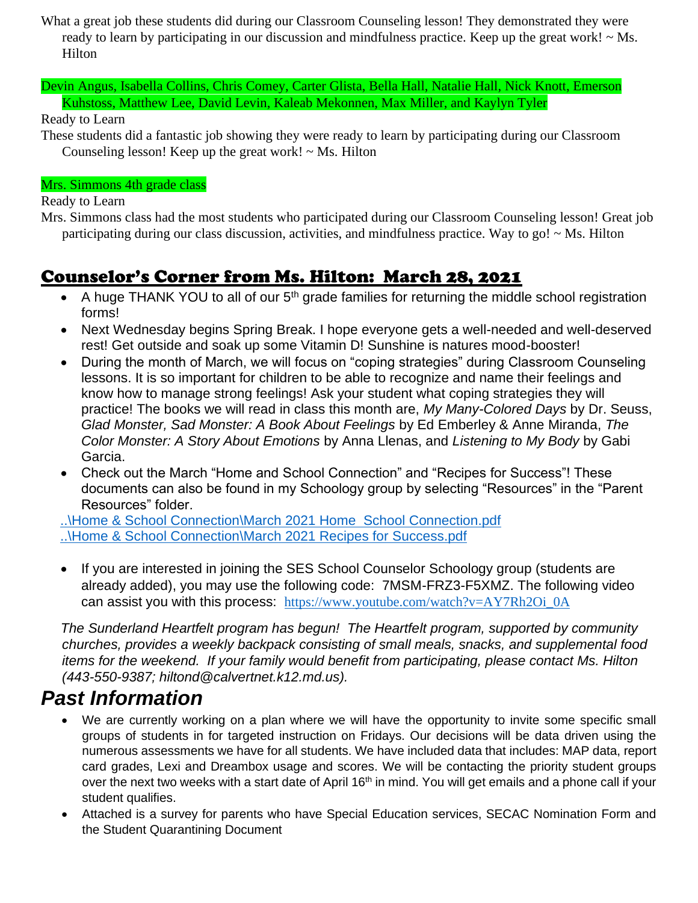What a great job these students did during our Classroom Counseling lesson! They demonstrated they were ready to learn by participating in our discussion and mindfulness practice. Keep up the great work! ~ Ms. Hilton

Devin Angus, Isabella Collins, Chris Comey, Carter Glista, Bella Hall, Natalie Hall, Nick Knott, Emerson Kuhstoss, Matthew Lee, David Levin, Kaleab Mekonnen, Max Miller, and Kaylyn Tyler

Ready to Learn

These students did a fantastic job showing they were ready to learn by participating during our Classroom Counseling lesson! Keep up the great work! ~ Ms. Hilton

Mrs. Simmons 4th grade class

Ready to Learn

Mrs. Simmons class had the most students who participated during our Classroom Counseling lesson! Great job participating during our class discussion, activities, and mindfulness practice. Way to go! ~ Ms. Hilton

## Counselor's Corner from Ms. Hilton: March 28, 2021

- A huge THANK YOU to all of our 5th grade families for returning the middle school registration forms!
- Next Wednesday begins Spring Break. I hope everyone gets a well-needed and well-deserved rest! Get outside and soak up some Vitamin D! Sunshine is natures mood-booster!
- During the month of March, we will focus on "coping strategies" during Classroom Counseling lessons. It is so important for children to be able to recognize and name their feelings and know how to manage strong feelings! Ask your student what coping strategies they will practice! The books we will read in class this month are, *My Many-Colored Days* by Dr. Seuss, *Glad Monster, Sad Monster: A Book About Feelings* by Ed Emberley & Anne Miranda, *The Color Monster: A Story About Emotions* by Anna Llenas, and *Listening to My Body* by Gabi Garcia.
- Check out the March "Home and School Connection" and "Recipes for Success"! These documents can also be found in my Schoology group by selecting "Resources" in the "Parent Resources" folder.

..\Home & School Connection\March 2021 Home  School Connection.pdf
..\Home & School Connection\March 2021 Recipes for Success.pdf

- If you are interested in joining the SES School Counselor Schoology group (students are already added), you may use the following code: 7MSM-FRZ3-F5XMZ. The following video can assist you with this process: https://www.youtube.com/watch?v=AY7Rh2Oi_0A

*The Sunderland Heartfelt program has begun! The Heartfelt program, supported by community churches, provides a weekly backpack consisting of small meals, snacks, and supplemental food items for the weekend. If your family would benefit from participating, please contact Ms. Hilton (443-550-9387; hiltond@calvertnet.k12.md.us).*

# *Past Information*

- We are currently working on a plan where we will have the opportunity to invite some specific small groups of students in for targeted instruction on Fridays. Our decisions will be data driven using the numerous assessments we have for all students. We have included data that includes: MAP data, report card grades, Lexi and Dreambox usage and scores. We will be contacting the priority student groups over the next two weeks with a start date of April 16th in mind. You will get emails and a phone call if your student qualifies.
- Attached is a survey for parents who have Special Education services, SECAC Nomination Form and the Student Quarantining Document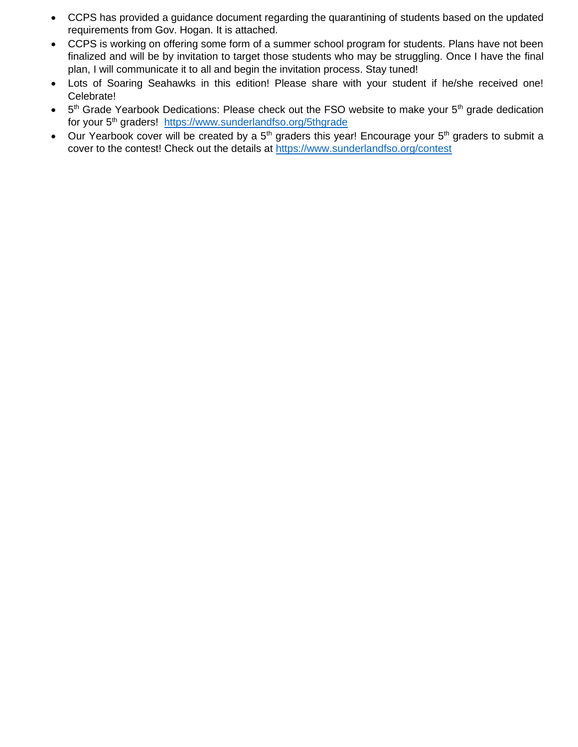- CCPS has provided a guidance document regarding the quarantining of students based on the updated requirements from Gov. Hogan. It is attached.
- CCPS is working on offering some form of a summer school program for students. Plans have not been finalized and will be by invitation to target those students who may be struggling. Once I have the final plan, I will communicate it to all and begin the invitation process. Stay tuned!
- Lots of Soaring Seahawks in this edition! Please share with your student if he/she received one! Celebrate!
- 5th Grade Yearbook Dedications: Please check out the FSO website to make your 5th grade dedication for your 5th graders! https://www.sunderlandfso.org/5thgrade
- Our Yearbook cover will be created by a 5th graders this year! Encourage your 5th graders to submit a cover to the contest! Check out the details at https://www.sunderlandfso.org/contest